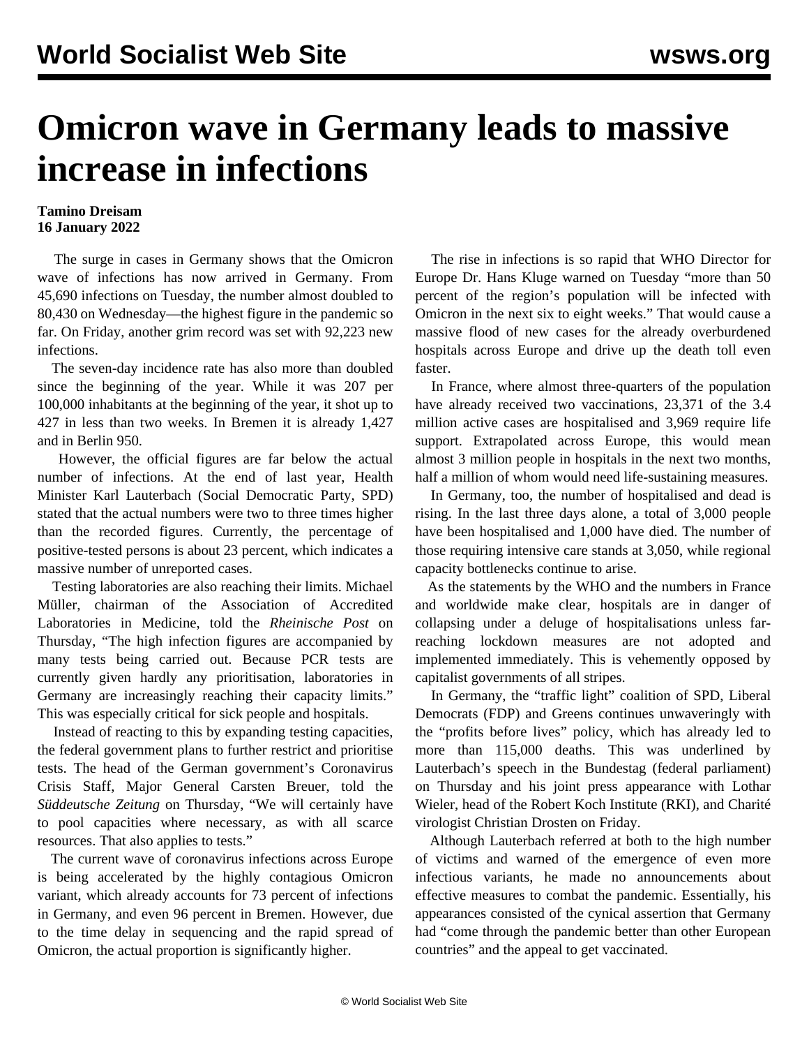# Omicron wave in Germany leads to massive increase in infections

**Tamino Dreisam**
**16 January 2022**

The surge in cases in Germany shows that the Omicron wave of infections has now arrived in Germany. From 45,690 infections on Tuesday, the number almost doubled to 80,430 on Wednesday—the highest figure in the pandemic so far. On Friday, another grim record was set with 92,223 new infections.

The seven-day incidence rate has also more than doubled since the beginning of the year. While it was 207 per 100,000 inhabitants at the beginning of the year, it shot up to 427 in less than two weeks. In Bremen it is already 1,427 and in Berlin 950.

However, the official figures are far below the actual number of infections. At the end of last year, Health Minister Karl Lauterbach (Social Democratic Party, SPD) stated that the actual numbers were two to three times higher than the recorded figures. Currently, the percentage of positive-tested persons is about 23 percent, which indicates a massive number of unreported cases.

Testing laboratories are also reaching their limits. Michael Müller, chairman of the Association of Accredited Laboratories in Medicine, told the *Rheinische Post* on Thursday, "The high infection figures are accompanied by many tests being carried out. Because PCR tests are currently given hardly any prioritisation, laboratories in Germany are increasingly reaching their capacity limits." This was especially critical for sick people and hospitals.

Instead of reacting to this by expanding testing capacities, the federal government plans to further restrict and prioritise tests. The head of the German government's Coronavirus Crisis Staff, Major General Carsten Breuer, told the *Süddeutsche Zeitung* on Thursday, "We will certainly have to pool capacities where necessary, as with all scarce resources. That also applies to tests."

The current wave of coronavirus infections across Europe is being accelerated by the highly contagious Omicron variant, which already accounts for 73 percent of infections in Germany, and even 96 percent in Bremen. However, due to the time delay in sequencing and the rapid spread of Omicron, the actual proportion is significantly higher.

The rise in infections is so rapid that WHO Director for Europe Dr. Hans Kluge warned on Tuesday "more than 50 percent of the region's population will be infected with Omicron in the next six to eight weeks." That would cause a massive flood of new cases for the already overburdened hospitals across Europe and drive up the death toll even faster.

In France, where almost three-quarters of the population have already received two vaccinations, 23,371 of the 3.4 million active cases are hospitalised and 3,969 require life support. Extrapolated across Europe, this would mean almost 3 million people in hospitals in the next two months, half a million of whom would need life-sustaining measures.

In Germany, too, the number of hospitalised and dead is rising. In the last three days alone, a total of 3,000 people have been hospitalised and 1,000 have died. The number of those requiring intensive care stands at 3,050, while regional capacity bottlenecks continue to arise.

As the statements by the WHO and the numbers in France and worldwide make clear, hospitals are in danger of collapsing under a deluge of hospitalisations unless far-reaching lockdown measures are not adopted and implemented immediately. This is vehemently opposed by capitalist governments of all stripes.

In Germany, the "traffic light" coalition of SPD, Liberal Democrats (FDP) and Greens continues unwaveringly with the "profits before lives" policy, which has already led to more than 115,000 deaths. This was underlined by Lauterbach's speech in the Bundestag (federal parliament) on Thursday and his joint press appearance with Lothar Wieler, head of the Robert Koch Institute (RKI), and Charité virologist Christian Drosten on Friday.

Although Lauterbach referred at both to the high number of victims and warned of the emergence of even more infectious variants, he made no announcements about effective measures to combat the pandemic. Essentially, his appearances consisted of the cynical assertion that Germany had "come through the pandemic better than other European countries" and the appeal to get vaccinated.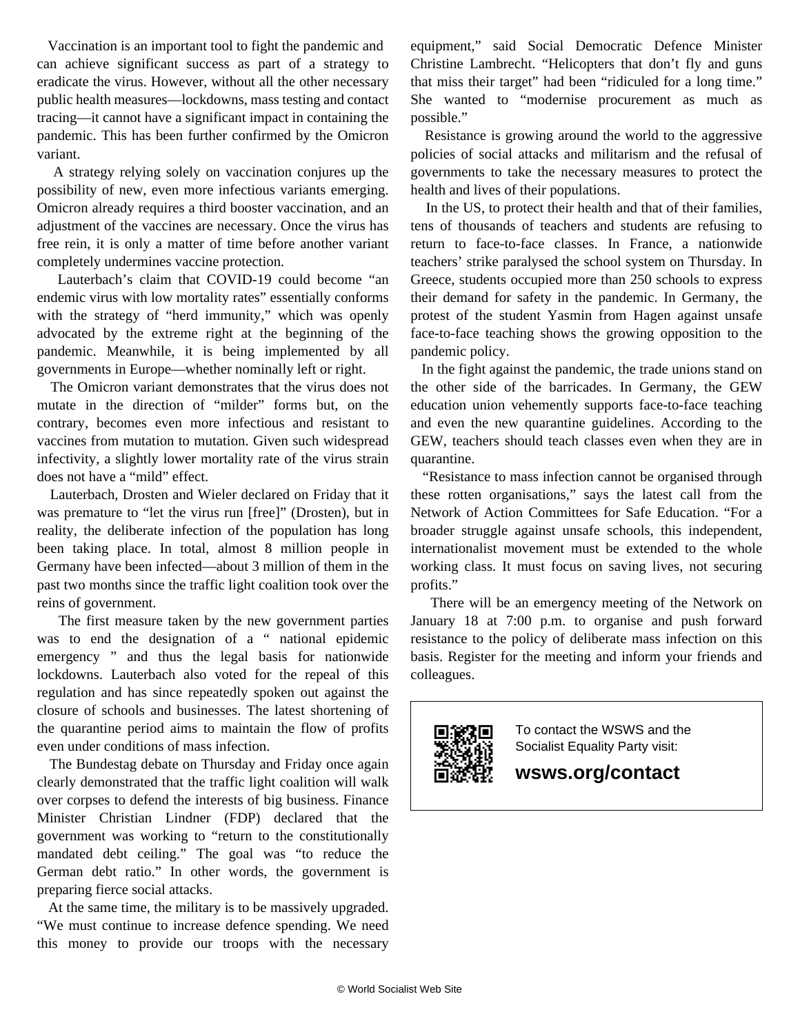Vaccination is an important tool to fight the pandemic and can achieve significant success as part of a strategy to eradicate the virus. However, without all the other necessary public health measures—lockdowns, mass testing and contact tracing—it cannot have a significant impact in containing the pandemic. This has been further confirmed by the Omicron variant.

A strategy relying solely on vaccination conjures up the possibility of new, even more infectious variants emerging. Omicron already requires a third booster vaccination, and an adjustment of the vaccines are necessary. Once the virus has free rein, it is only a matter of time before another variant completely undermines vaccine protection.

Lauterbach's claim that COVID-19 could become "an endemic virus with low mortality rates" essentially conforms with the strategy of "herd immunity," which was openly advocated by the extreme right at the beginning of the pandemic. Meanwhile, it is being implemented by all governments in Europe—whether nominally left or right.

The Omicron variant demonstrates that the virus does not mutate in the direction of "milder" forms but, on the contrary, becomes even more infectious and resistant to vaccines from mutation to mutation. Given such widespread infectivity, a slightly lower mortality rate of the virus strain does not have a "mild" effect.

Lauterbach, Drosten and Wieler declared on Friday that it was premature to "let the virus run [free]" (Drosten), but in reality, the deliberate infection of the population has long been taking place. In total, almost 8 million people in Germany have been infected—about 3 million of them in the past two months since the traffic light coalition took over the reins of government.

The first measure taken by the new government parties was to end the designation of a " national epidemic emergency " and thus the legal basis for nationwide lockdowns. Lauterbach also voted for the repeal of this regulation and has since repeatedly spoken out against the closure of schools and businesses. The latest shortening of the quarantine period aims to maintain the flow of profits even under conditions of mass infection.

The Bundestag debate on Thursday and Friday once again clearly demonstrated that the traffic light coalition will walk over corpses to defend the interests of big business. Finance Minister Christian Lindner (FDP) declared that the government was working to "return to the constitutionally mandated debt ceiling." The goal was "to reduce the German debt ratio." In other words, the government is preparing fierce social attacks.

At the same time, the military is to be massively upgraded. "We must continue to increase defence spending. We need this money to provide our troops with the necessary equipment," said Social Democratic Defence Minister Christine Lambrecht. "Helicopters that don't fly and guns that miss their target" had been "ridiculed for a long time." She wanted to "modernise procurement as much as possible."

Resistance is growing around the world to the aggressive policies of social attacks and militarism and the refusal of governments to take the necessary measures to protect the health and lives of their populations.

In the US, to protect their health and that of their families, tens of thousands of teachers and students are refusing to return to face-to-face classes. In France, a nationwide teachers' strike paralysed the school system on Thursday. In Greece, students occupied more than 250 schools to express their demand for safety in the pandemic. In Germany, the protest of the student Yasmin from Hagen against unsafe face-to-face teaching shows the growing opposition to the pandemic policy.

In the fight against the pandemic, the trade unions stand on the other side of the barricades. In Germany, the GEW education union vehemently supports face-to-face teaching and even the new quarantine guidelines. According to the GEW, teachers should teach classes even when they are in quarantine.

"Resistance to mass infection cannot be organised through these rotten organisations," says the latest call from the Network of Action Committees for Safe Education. "For a broader struggle against unsafe schools, this independent, internationalist movement must be extended to the whole working class. It must focus on saving lives, not securing profits."

There will be an emergency meeting of the Network on January 18 at 7:00 p.m. to organise and push forward resistance to the policy of deliberate mass infection on this basis. Register for the meeting and inform your friends and colleagues.

To contact the WSWS and the Socialist Equality Party visit:

**wsws.org/contact**